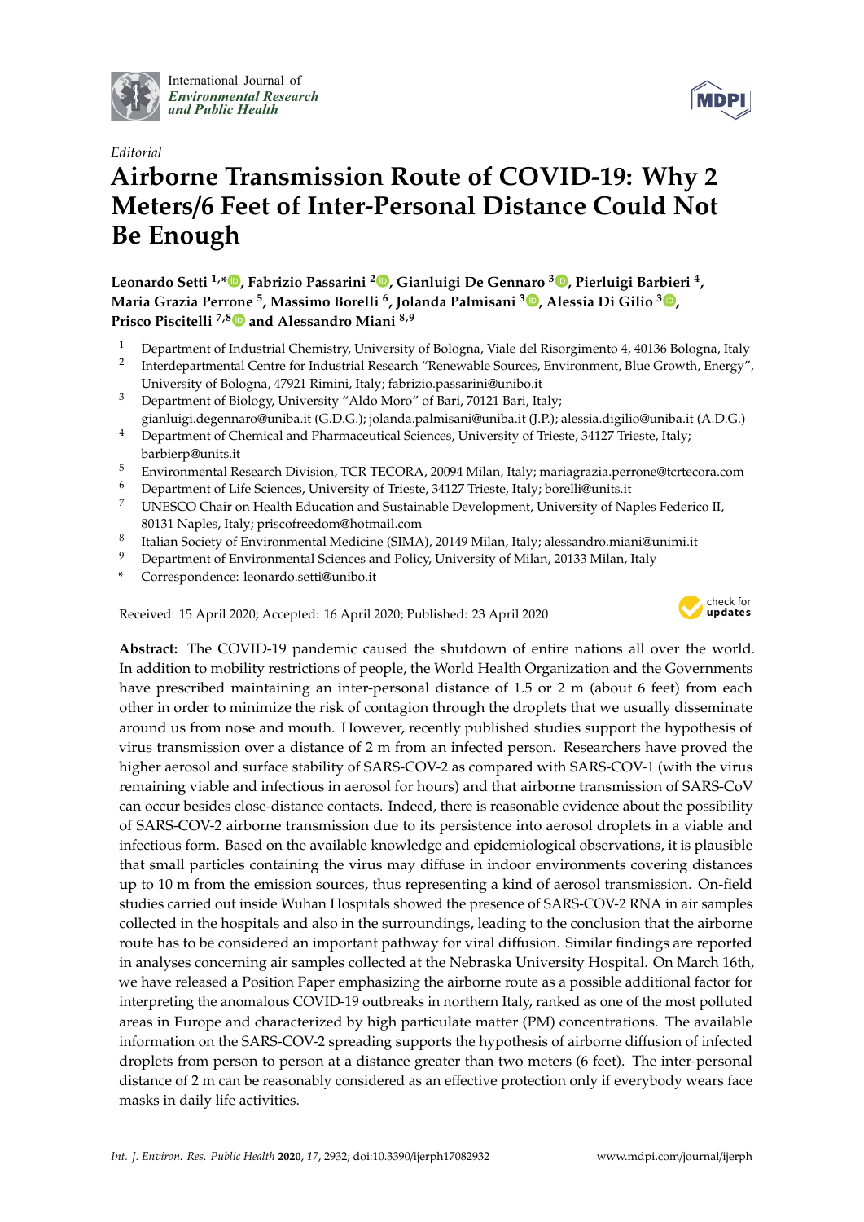International Journal of *Environmental Research and Public Health*

*Editorial*

# Airborne Transmission Route of COVID-19: Why 2 Meters/6 Feet of Inter-Personal Distance Could Not Be Enough

**Leonardo Setti [1,*], Fabrizio Passarini [2], Gianluigi De Gennaro [3], Pierluigi Barbieri [4], Maria Grazia Perrone [5], Massimo Borelli [6], Jolanda Palmisani [3], Alessia Di Gilio [3], Prisco Piscitelli [7,8] and Alessandro Miani [8,9]**

1. Department of Industrial Chemistry, University of Bologna, Viale del Risorgimento 4, 40136 Bologna, Italy
2. Interdepartmental Centre for Industrial Research "Renewable Sources, Environment, Blue Growth, Energy", University of Bologna, 47921 Rimini, Italy; fabrizio.passarini@unibo.it
3. Department of Biology, University "Aldo Moro" of Bari, 70121 Bari, Italy; gianluigi.degennaro@uniba.it (G.D.G.); jolanda.palmisani@uniba.it (J.P.); alessia.digilio@uniba.it (A.D.G.)
4. Department of Chemical and Pharmaceutical Sciences, University of Trieste, 34127 Trieste, Italy; barbierp@units.it
5. Environmental Research Division, TCR TECORA, 20094 Milan, Italy; mariagrazia.perrone@tcrtecora.com
6. Department of Life Sciences, University of Trieste, 34127 Trieste, Italy; borelli@units.it
7. UNESCO Chair on Health Education and Sustainable Development, University of Naples Federico II, 80131 Naples, Italy; priscofreedom@hotmail.com
8. Italian Society of Environmental Medicine (SIMA), 20149 Milan, Italy; alessandro.miani@unimi.it
9. Department of Environmental Sciences and Policy, University of Milan, 20133 Milan, Italy

\* Correspondence: leonardo.setti@unibo.it

Received: 15 April 2020; Accepted: 16 April 2020; Published: 23 April 2020

**Abstract:** The COVID-19 pandemic caused the shutdown of entire nations all over the world. In addition to mobility restrictions of people, the World Health Organization and the Governments have prescribed maintaining an inter-personal distance of 1.5 or 2 m (about 6 feet) from each other in order to minimize the risk of contagion through the droplets that we usually disseminate around us from nose and mouth. However, recently published studies support the hypothesis of virus transmission over a distance of 2 m from an infected person. Researchers have proved the higher aerosol and surface stability of SARS-COV-2 as compared with SARS-COV-1 (with the virus remaining viable and infectious in aerosol for hours) and that airborne transmission of SARS-CoV can occur besides close-distance contacts. Indeed, there is reasonable evidence about the possibility of SARS-COV-2 airborne transmission due to its persistence into aerosol droplets in a viable and infectious form. Based on the available knowledge and epidemiological observations, it is plausible that small particles containing the virus may diffuse in indoor environments covering distances up to 10 m from the emission sources, thus representing a kind of aerosol transmission. On-field studies carried out inside Wuhan Hospitals showed the presence of SARS-COV-2 RNA in air samples collected in the hospitals and also in the surroundings, leading to the conclusion that the airborne route has to be considered an important pathway for viral diffusion. Similar findings are reported in analyses concerning air samples collected at the Nebraska University Hospital. On March 16th, we have released a Position Paper emphasizing the airborne route as a possible additional factor for interpreting the anomalous COVID-19 outbreaks in northern Italy, ranked as one of the most polluted areas in Europe and characterized by high particulate matter (PM) concentrations. The available information on the SARS-COV-2 spreading supports the hypothesis of airborne diffusion of infected droplets from person to person at a distance greater than two meters (6 feet). The inter-personal distance of 2 m can be reasonably considered as an effective protection only if everybody wears face masks in daily life activities.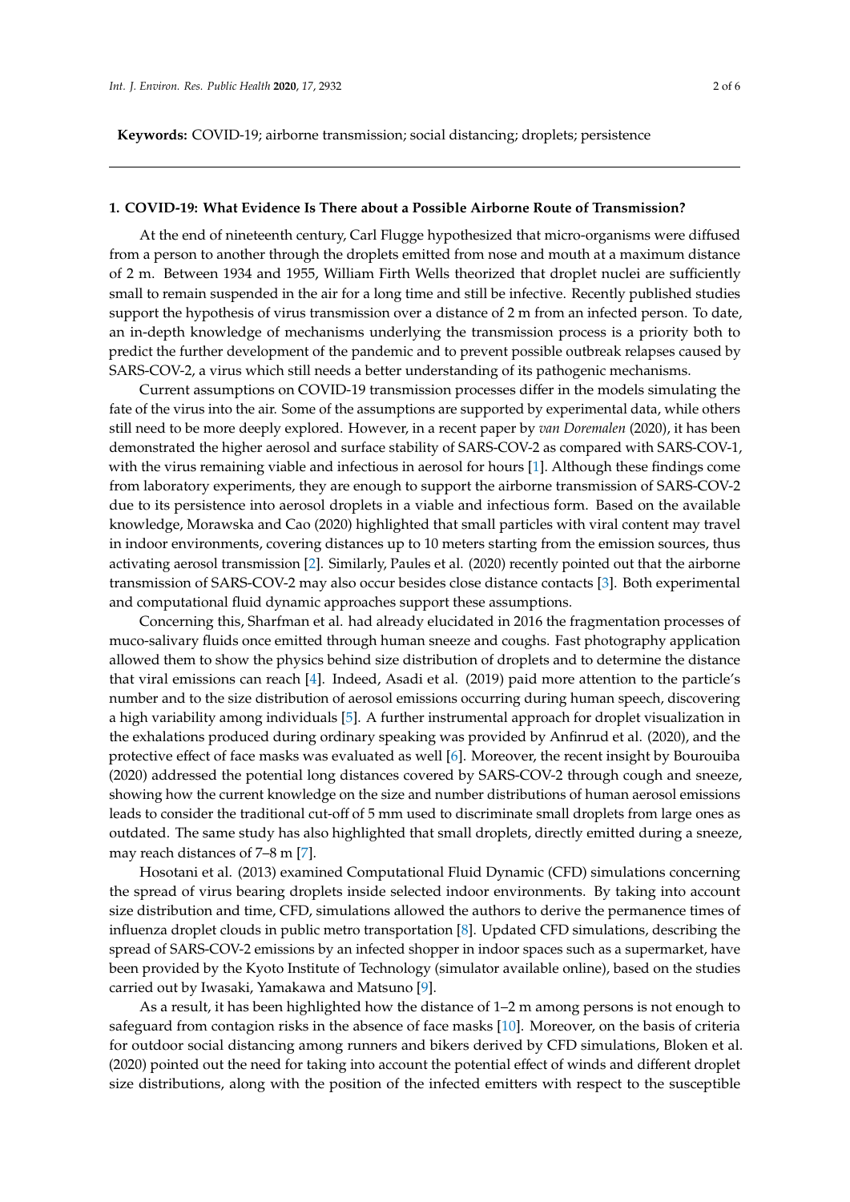**Keywords:** COVID-19; airborne transmission; social distancing; droplets; persistence

## 1. COVID-19: What Evidence Is There about a Possible Airborne Route of Transmission?

At the end of nineteenth century, Carl Flugge hypothesized that micro-organisms were diffused from a person to another through the droplets emitted from nose and mouth at a maximum distance of 2 m. Between 1934 and 1955, William Firth Wells theorized that droplet nuclei are sufficiently small to remain suspended in the air for a long time and still be infective. Recently published studies support the hypothesis of virus transmission over a distance of 2 m from an infected person. To date, an in-depth knowledge of mechanisms underlying the transmission process is a priority both to predict the further development of the pandemic and to prevent possible outbreak relapses caused by SARS-COV-2, a virus which still needs a better understanding of its pathogenic mechanisms.

Current assumptions on COVID-19 transmission processes differ in the models simulating the fate of the virus into the air. Some of the assumptions are supported by experimental data, while others still need to be more deeply explored. However, in a recent paper by *van Doremalen* (2020), it has been demonstrated the higher aerosol and surface stability of SARS-COV-2 as compared with SARS-COV-1, with the virus remaining viable and infectious in aerosol for hours [1]. Although these findings come from laboratory experiments, they are enough to support the airborne transmission of SARS-COV-2 due to its persistence into aerosol droplets in a viable and infectious form. Based on the available knowledge, Morawska and Cao (2020) highlighted that small particles with viral content may travel in indoor environments, covering distances up to 10 meters starting from the emission sources, thus activating aerosol transmission [2]. Similarly, Paules et al. (2020) recently pointed out that the airborne transmission of SARS-COV-2 may also occur besides close distance contacts [3]. Both experimental and computational fluid dynamic approaches support these assumptions.

Concerning this, Sharfman et al. had already elucidated in 2016 the fragmentation processes of muco-salivary fluids once emitted through human sneeze and coughs. Fast photography application allowed them to show the physics behind size distribution of droplets and to determine the distance that viral emissions can reach [4]. Indeed, Asadi et al. (2019) paid more attention to the particle's number and to the size distribution of aerosol emissions occurring during human speech, discovering a high variability among individuals [5]. A further instrumental approach for droplet visualization in the exhalations produced during ordinary speaking was provided by Anfinrud et al. (2020), and the protective effect of face masks was evaluated as well [6]. Moreover, the recent insight by Bourouiba (2020) addressed the potential long distances covered by SARS-COV-2 through cough and sneeze, showing how the current knowledge on the size and number distributions of human aerosol emissions leads to consider the traditional cut-off of 5 mm used to discriminate small droplets from large ones as outdated. The same study has also highlighted that small droplets, directly emitted during a sneeze, may reach distances of 7–8 m [7].

Hosotani et al. (2013) examined Computational Fluid Dynamic (CFD) simulations concerning the spread of virus bearing droplets inside selected indoor environments. By taking into account size distribution and time, CFD, simulations allowed the authors to derive the permanence times of influenza droplet clouds in public metro transportation [8]. Updated CFD simulations, describing the spread of SARS-COV-2 emissions by an infected shopper in indoor spaces such as a supermarket, have been provided by the Kyoto Institute of Technology (simulator available online), based on the studies carried out by Iwasaki, Yamakawa and Matsuno [9].

As a result, it has been highlighted how the distance of 1–2 m among persons is not enough to safeguard from contagion risks in the absence of face masks [10]. Moreover, on the basis of criteria for outdoor social distancing among runners and bikers derived by CFD simulations, Bloken et al. (2020) pointed out the need for taking into account the potential effect of winds and different droplet size distributions, along with the position of the infected emitters with respect to the susceptible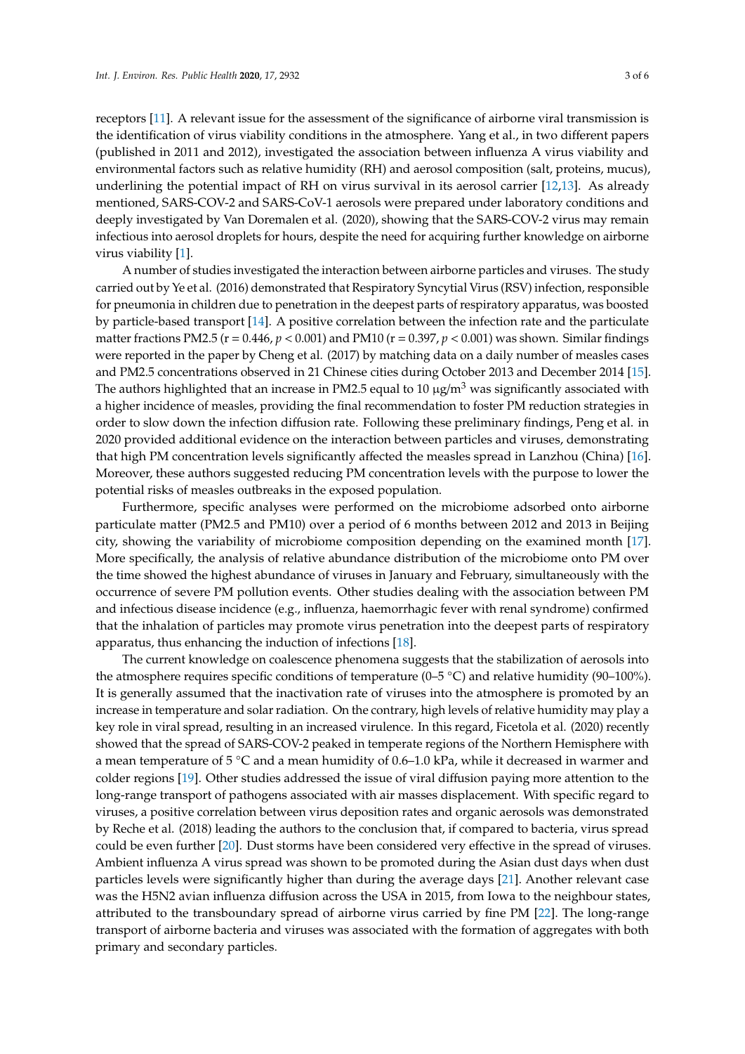receptors [11]. A relevant issue for the assessment of the significance of airborne viral transmission is the identification of virus viability conditions in the atmosphere. Yang et al., in two different papers (published in 2011 and 2012), investigated the association between influenza A virus viability and environmental factors such as relative humidity (RH) and aerosol composition (salt, proteins, mucus), underlining the potential impact of RH on virus survival in its aerosol carrier [12,13]. As already mentioned, SARS-COV-2 and SARS-CoV-1 aerosols were prepared under laboratory conditions and deeply investigated by Van Doremalen et al. (2020), showing that the SARS-COV-2 virus may remain infectious into aerosol droplets for hours, despite the need for acquiring further knowledge on airborne virus viability [1].

A number of studies investigated the interaction between airborne particles and viruses. The study carried out by Ye et al. (2016) demonstrated that Respiratory Syncytial Virus (RSV) infection, responsible for pneumonia in children due to penetration in the deepest parts of respiratory apparatus, was boosted by particle-based transport [14]. A positive correlation between the infection rate and the particulate matter fractions PM2.5 ($r = 0.446$, $p < 0.001$) and PM10 ($r = 0.397$, $p < 0.001$) was shown. Similar findings were reported in the paper by Cheng et al. (2017) by matching data on a daily number of measles cases and PM2.5 concentrations observed in 21 Chinese cities during October 2013 and December 2014 [15]. The authors highlighted that an increase in PM2.5 equal to 10 $\mu g/m^3$ was significantly associated with a higher incidence of measles, providing the final recommendation to foster PM reduction strategies in order to slow down the infection diffusion rate. Following these preliminary findings, Peng et al. in 2020 provided additional evidence on the interaction between particles and viruses, demonstrating that high PM concentration levels significantly affected the measles spread in Lanzhou (China) [16]. Moreover, these authors suggested reducing PM concentration levels with the purpose to lower the potential risks of measles outbreaks in the exposed population.

Furthermore, specific analyses were performed on the microbiome adsorbed onto airborne particulate matter (PM2.5 and PM10) over a period of 6 months between 2012 and 2013 in Beijing city, showing the variability of microbiome composition depending on the examined month [17]. More specifically, the analysis of relative abundance distribution of the microbiome onto PM over the time showed the highest abundance of viruses in January and February, simultaneously with the occurrence of severe PM pollution events. Other studies dealing with the association between PM and infectious disease incidence (e.g., influenza, haemorrhagic fever with renal syndrome) confirmed that the inhalation of particles may promote virus penetration into the deepest parts of respiratory apparatus, thus enhancing the induction of infections [18].

The current knowledge on coalescence phenomena suggests that the stabilization of aerosols into the atmosphere requires specific conditions of temperature (0–5 °C) and relative humidity (90–100%). It is generally assumed that the inactivation rate of viruses into the atmosphere is promoted by an increase in temperature and solar radiation. On the contrary, high levels of relative humidity may play a key role in viral spread, resulting in an increased virulence. In this regard, Ficetola et al. (2020) recently showed that the spread of SARS-COV-2 peaked in temperate regions of the Northern Hemisphere with a mean temperature of 5 °C and a mean humidity of 0.6–1.0 kPa, while it decreased in warmer and colder regions [19]. Other studies addressed the issue of viral diffusion paying more attention to the long-range transport of pathogens associated with air masses displacement. With specific regard to viruses, a positive correlation between virus deposition rates and organic aerosols was demonstrated by Reche et al. (2018) leading the authors to the conclusion that, if compared to bacteria, virus spread could be even further [20]. Dust storms have been considered very effective in the spread of viruses. Ambient influenza A virus spread was shown to be promoted during the Asian dust days when dust particles levels were significantly higher than during the average days [21]. Another relevant case was the H5N2 avian influenza diffusion across the USA in 2015, from Iowa to the neighbour states, attributed to the transboundary spread of airborne virus carried by fine PM [22]. The long-range transport of airborne bacteria and viruses was associated with the formation of aggregates with both primary and secondary particles.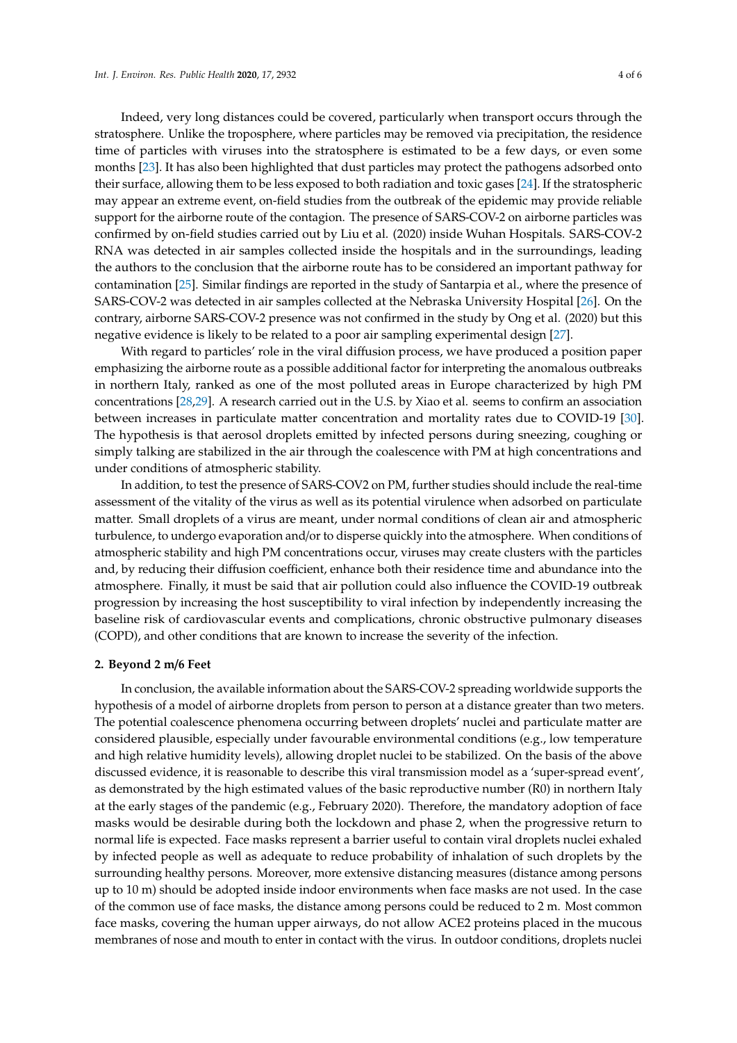Indeed, very long distances could be covered, particularly when transport occurs through the stratosphere. Unlike the troposphere, where particles may be removed via precipitation, the residence time of particles with viruses into the stratosphere is estimated to be a few days, or even some months [23]. It has also been highlighted that dust particles may protect the pathogens adsorbed onto their surface, allowing them to be less exposed to both radiation and toxic gases [24]. If the stratospheric may appear an extreme event, on-field studies from the outbreak of the epidemic may provide reliable support for the airborne route of the contagion. The presence of SARS-COV-2 on airborne particles was confirmed by on-field studies carried out by Liu et al. (2020) inside Wuhan Hospitals. SARS-COV-2 RNA was detected in air samples collected inside the hospitals and in the surroundings, leading the authors to the conclusion that the airborne route has to be considered an important pathway for contamination [25]. Similar findings are reported in the study of Santarpia et al., where the presence of SARS-COV-2 was detected in air samples collected at the Nebraska University Hospital [26]. On the contrary, airborne SARS-COV-2 presence was not confirmed in the study by Ong et al. (2020) but this negative evidence is likely to be related to a poor air sampling experimental design [27].

With regard to particles' role in the viral diffusion process, we have produced a position paper emphasizing the airborne route as a possible additional factor for interpreting the anomalous outbreaks in northern Italy, ranked as one of the most polluted areas in Europe characterized by high PM concentrations [28,29]. A research carried out in the U.S. by Xiao et al. seems to confirm an association between increases in particulate matter concentration and mortality rates due to COVID-19 [30]. The hypothesis is that aerosol droplets emitted by infected persons during sneezing, coughing or simply talking are stabilized in the air through the coalescence with PM at high concentrations and under conditions of atmospheric stability.

In addition, to test the presence of SARS-COV2 on PM, further studies should include the real-time assessment of the vitality of the virus as well as its potential virulence when adsorbed on particulate matter. Small droplets of a virus are meant, under normal conditions of clean air and atmospheric turbulence, to undergo evaporation and/or to disperse quickly into the atmosphere. When conditions of atmospheric stability and high PM concentrations occur, viruses may create clusters with the particles and, by reducing their diffusion coefficient, enhance both their residence time and abundance into the atmosphere. Finally, it must be said that air pollution could also influence the COVID-19 outbreak progression by increasing the host susceptibility to viral infection by independently increasing the baseline risk of cardiovascular events and complications, chronic obstructive pulmonary diseases (COPD), and other conditions that are known to increase the severity of the infection.

## 2. Beyond 2 m/6 Feet

In conclusion, the available information about the SARS-COV-2 spreading worldwide supports the hypothesis of a model of airborne droplets from person to person at a distance greater than two meters. The potential coalescence phenomena occurring between droplets' nuclei and particulate matter are considered plausible, especially under favourable environmental conditions (e.g., low temperature and high relative humidity levels), allowing droplet nuclei to be stabilized. On the basis of the above discussed evidence, it is reasonable to describe this viral transmission model as a 'super-spread event', as demonstrated by the high estimated values of the basic reproductive number (R0) in northern Italy at the early stages of the pandemic (e.g., February 2020). Therefore, the mandatory adoption of face masks would be desirable during both the lockdown and phase 2, when the progressive return to normal life is expected. Face masks represent a barrier useful to contain viral droplets nuclei exhaled by infected people as well as adequate to reduce probability of inhalation of such droplets by the surrounding healthy persons. Moreover, more extensive distancing measures (distance among persons up to 10 m) should be adopted inside indoor environments when face masks are not used. In the case of the common use of face masks, the distance among persons could be reduced to 2 m. Most common face masks, covering the human upper airways, do not allow ACE2 proteins placed in the mucous membranes of nose and mouth to enter in contact with the virus. In outdoor conditions, droplets nuclei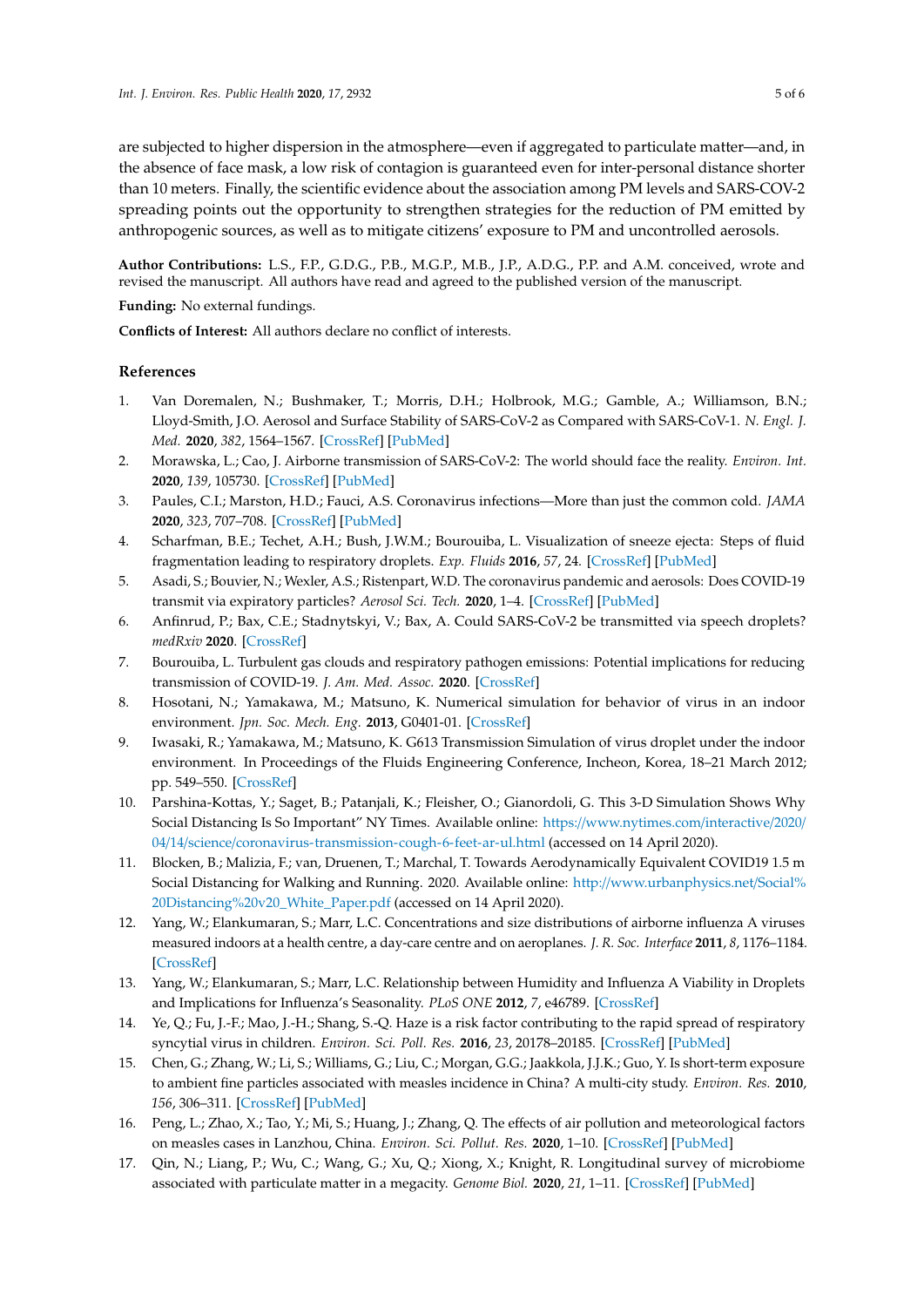are subjected to higher dispersion in the atmosphere—even if aggregated to particulate matter—and, in the absence of face mask, a low risk of contagion is guaranteed even for inter-personal distance shorter than 10 meters. Finally, the scientific evidence about the association among PM levels and SARS-COV-2 spreading points out the opportunity to strengthen strategies for the reduction of PM emitted by anthropogenic sources, as well as to mitigate citizens' exposure to PM and uncontrolled aerosols.

**Author Contributions:** L.S., F.P., G.D.G., P.B., M.G.P., M.B., J.P., A.D.G., P.P. and A.M. conceived, wrote and revised the manuscript. All authors have read and agreed to the published version of the manuscript.

**Funding:** No external fundings.

**Conflicts of Interest:** All authors declare no conflict of interests.

## References

1. Van Doremalen, N.; Bushmaker, T.; Morris, D.H.; Holbrook, M.G.; Gamble, A.; Williamson, B.N.; Lloyd-Smith, J.O. Aerosol and Surface Stability of SARS-CoV-2 as Compared with SARS-CoV-1. *N. Engl. J. Med.* **2020**, *382*, 1564–1567. [CrossRef] [PubMed]
2. Morawska, L.; Cao, J. Airborne transmission of SARS-CoV-2: The world should face the reality. *Environ. Int.* **2020**, *139*, 105730. [CrossRef] [PubMed]
3. Paules, C.I.; Marston, H.D.; Fauci, A.S. Coronavirus infections—More than just the common cold. *JAMA* **2020**, *323*, 707–708. [CrossRef] [PubMed]
4. Scharfman, B.E.; Techet, A.H.; Bush, J.W.M.; Bourouiba, L. Visualization of sneeze ejecta: Steps of fluid fragmentation leading to respiratory droplets. *Exp. Fluids* **2016**, *57*, 24. [CrossRef] [PubMed]
5. Asadi, S.; Bouvier, N.; Wexler, A.S.; Ristenpart, W.D. The coronavirus pandemic and aerosols: Does COVID-19 transmit via expiratory particles? *Aerosol Sci. Tech.* **2020**, 1–4. [CrossRef] [PubMed]
6. Anfinrud, P.; Bax, C.E.; Stadnytskyi, V.; Bax, A. Could SARS-CoV-2 be transmitted via speech droplets? *medRxiv* **2020**. [CrossRef]
7. Bourouiba, L. Turbulent gas clouds and respiratory pathogen emissions: Potential implications for reducing transmission of COVID-19. *J. Am. Med. Assoc.* **2020**. [CrossRef]
8. Hosotani, N.; Yamakawa, M.; Matsuno, K. Numerical simulation for behavior of virus in an indoor environment. *Jpn. Soc. Mech. Eng.* **2013**, G0401-01. [CrossRef]
9. Iwasaki, R.; Yamakawa, M.; Matsuno, K. G613 Transmission Simulation of virus droplet under the indoor environment. In Proceedings of the Fluids Engineering Conference, Incheon, Korea, 18–21 March 2012; pp. 549–550. [CrossRef]
10. Parshina-Kottas, Y.; Saget, B.; Patanjali, K.; Fleisher, O.; Gianordoli, G. This 3-D Simulation Shows Why Social Distancing Is So Important" NY Times. Available online: https://www.nytimes.com/interactive/2020/04/14/science/coronavirus-transmission-cough-6-feet-ar-ul.html (accessed on 14 April 2020).
11. Blocken, B.; Malizia, F.; van, Druenen, T.; Marchal, T. Towards Aerodynamically Equivalent COVID19 1.5 m Social Distancing for Walking and Running. 2020. Available online: http://www.urbanphysics.net/Social%20Distancing%20v20_White_Paper.pdf (accessed on 14 April 2020).
12. Yang, W.; Elankumaran, S.; Marr, L.C. Concentrations and size distributions of airborne influenza A viruses measured indoors at a health centre, a day-care centre and on aeroplanes. *J. R. Soc. Interface* **2011**, *8*, 1176–1184. [CrossRef]
13. Yang, W.; Elankumaran, S.; Marr, L.C. Relationship between Humidity and Influenza A Viability in Droplets and Implications for Influenza's Seasonality. *PLoS ONE* **2012**, *7*, e46789. [CrossRef]
14. Ye, Q.; Fu, J.-F.; Mao, J.-H.; Shang, S.-Q. Haze is a risk factor contributing to the rapid spread of respiratory syncytial virus in children. *Environ. Sci. Poll. Res.* **2016**, *23*, 20178–20185. [CrossRef] [PubMed]
15. Chen, G.; Zhang, W.; Li, S.; Williams, G.; Liu, C.; Morgan, G.G.; Jaakkola, J.J.K.; Guo, Y. Is short-term exposure to ambient fine particles associated with measles incidence in China? A multi-city study. *Environ. Res.* **2010**, *156*, 306–311. [CrossRef] [PubMed]
16. Peng, L.; Zhao, X.; Tao, Y.; Mi, S.; Huang, J.; Zhang, Q. The effects of air pollution and meteorological factors on measles cases in Lanzhou, China. *Environ. Sci. Pollut. Res.* **2020**, 1–10. [CrossRef] [PubMed]
17. Qin, N.; Liang, P.; Wu, C.; Wang, G.; Xu, Q.; Xiong, X.; Knight, R. Longitudinal survey of microbiome associated with particulate matter in a megacity. *Genome Biol.* **2020**, *21*, 1–11. [CrossRef] [PubMed]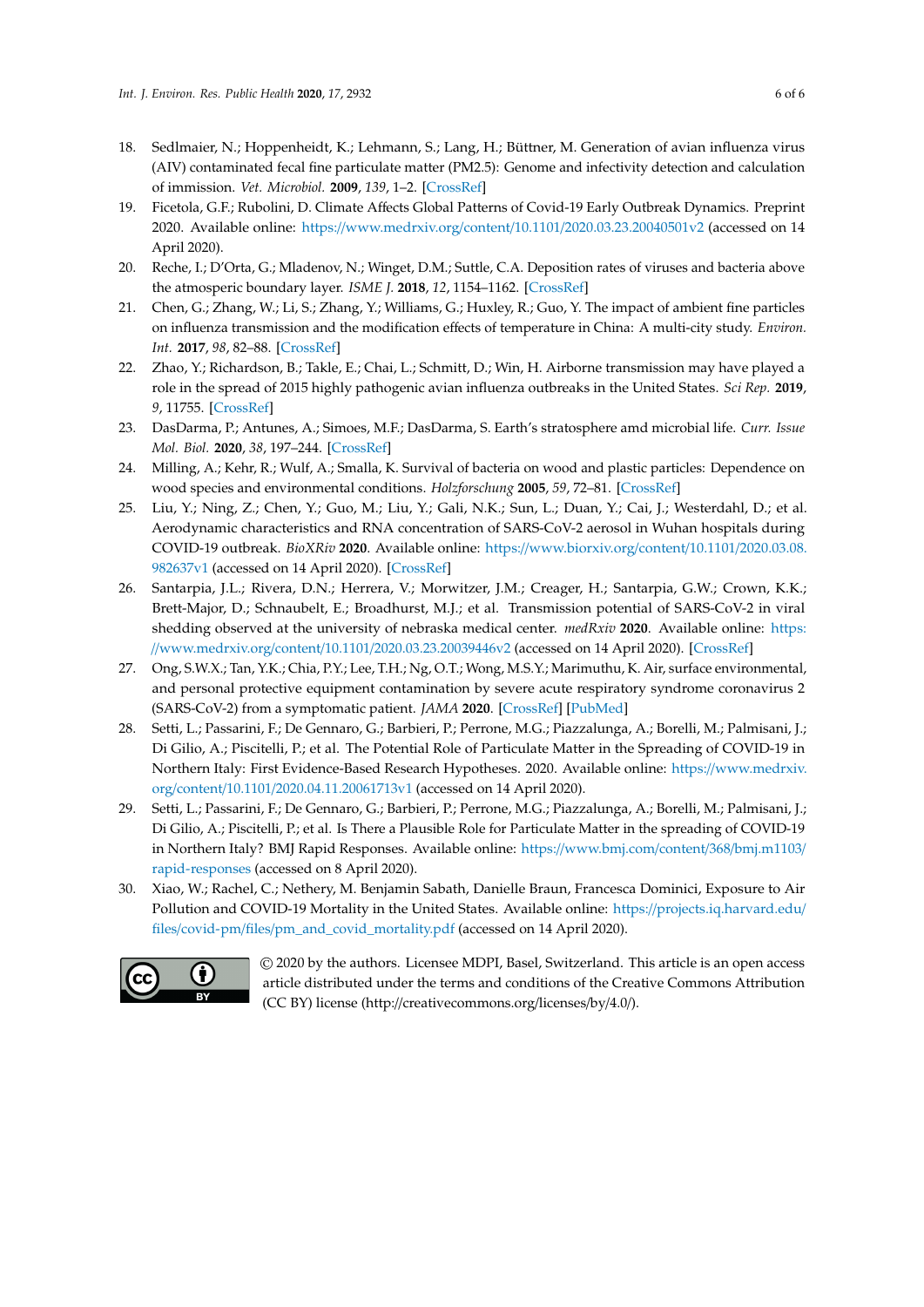18. Sedlmaier, N.; Hoppenheidt, K.; Lehmann, S.; Lang, H.; Büttner, M. Generation of avian influenza virus (AIV) contaminated fecal fine particulate matter (PM2.5): Genome and infectivity detection and calculation of immission. *Vet. Microbiol.* **2009**, *139*, 1–2. [CrossRef]
19. Ficetola, G.F.; Rubolini, D. Climate Affects Global Patterns of Covid-19 Early Outbreak Dynamics. Preprint 2020. Available online: https://www.medrxiv.org/content/10.1101/2020.03.23.20040501v2 (accessed on 14 April 2020).
20. Reche, I.; D'Orta, G.; Mladenov, N.; Winget, D.M.; Suttle, C.A. Deposition rates of viruses and bacteria above the atmosperic boundary layer. *ISME J.* **2018**, *12*, 1154–1162. [CrossRef]
21. Chen, G.; Zhang, W.; Li, S.; Zhang, Y.; Williams, G.; Huxley, R.; Guo, Y. The impact of ambient fine particles on influenza transmission and the modification effects of temperature in China: A multi-city study. *Environ. Int.* **2017**, *98*, 82–88. [CrossRef]
22. Zhao, Y.; Richardson, B.; Takle, E.; Chai, L.; Schmitt, D.; Win, H. Airborne transmission may have played a role in the spread of 2015 highly pathogenic avian influenza outbreaks in the United States. *Sci Rep.* **2019**, *9*, 11755. [CrossRef]
23. DasDarma, P.; Antunes, A.; Simoes, M.F.; DasDarma, S. Earth's stratosphere amd microbial life. *Curr. Issue Mol. Biol.* **2020**, *38*, 197–244. [CrossRef]
24. Milling, A.; Kehr, R.; Wulf, A.; Smalla, K. Survival of bacteria on wood and plastic particles: Dependence on wood species and environmental conditions. *Holzforschung* **2005**, *59*, 72–81. [CrossRef]
25. Liu, Y.; Ning, Z.; Chen, Y.; Guo, M.; Liu, Y.; Gali, N.K.; Sun, L.; Duan, Y.; Cai, J.; Westerdahl, D.; et al. Aerodynamic characteristics and RNA concentration of SARS-CoV-2 aerosol in Wuhan hospitals during COVID-19 outbreak. *BioXRiv* **2020**. Available online: https://www.biorxiv.org/content/10.1101/2020.03.08.982637v1 (accessed on 14 April 2020). [CrossRef]
26. Santarpia, J.L.; Rivera, D.N.; Herrera, V.; Morwitzer, J.M.; Creager, H.; Santarpia, G.W.; Crown, K.K.; Brett-Major, D.; Schnaubelt, E.; Broadhurst, M.J.; et al. Transmission potential of SARS-CoV-2 in viral shedding observed at the university of nebraska medical center. *medRxiv* **2020**. Available online: https://www.medrxiv.org/content/10.1101/2020.03.23.20039446v2 (accessed on 14 April 2020). [CrossRef]
27. Ong, S.W.X.; Tan, Y.K.; Chia, P.Y.; Lee, T.H.; Ng, O.T.; Wong, M.S.Y.; Marimuthu, K. Air, surface environmental, and personal protective equipment contamination by severe acute respiratory syndrome coronavirus 2 (SARS-CoV-2) from a symptomatic patient. *JAMA* **2020**. [CrossRef] [PubMed]
28. Setti, L.; Passarini, F.; De Gennaro, G.; Barbieri, P.; Perrone, M.G.; Piazzalunga, A.; Borelli, M.; Palmisani, J.; Di Gilio, A.; Piscitelli, P.; et al. The Potential Role of Particulate Matter in the Spreading of COVID-19 in Northern Italy: First Evidence-Based Research Hypotheses. 2020. Available online: https://www.medrxiv.org/content/10.1101/2020.04.11.20061713v1 (accessed on 14 April 2020).
29. Setti, L.; Passarini, F.; De Gennaro, G.; Barbieri, P.; Perrone, M.G.; Piazzalunga, A.; Borelli, M.; Palmisani, J.; Di Gilio, A.; Piscitelli, P.; et al. Is There a Plausible Role for Particulate Matter in the spreading of COVID-19 in Northern Italy? BMJ Rapid Responses. Available online: https://www.bmj.com/content/368/bmj.m1103/rapid-responses (accessed on 8 April 2020).
30. Xiao, W.; Rachel, C.; Nethery, M. Benjamin Sabath, Danielle Braun, Francesca Dominici, Exposure to Air Pollution and COVID-19 Mortality in the United States. Available online: https://projects.iq.harvard.edu/files/covid-pm/files/pm_and_covid_mortality.pdf (accessed on 14 April 2020).

© 2020 by the authors. Licensee MDPI, Basel, Switzerland. This article is an open access article distributed under the terms and conditions of the Creative Commons Attribution (CC BY) license (http://creativecommons.org/licenses/by/4.0/).